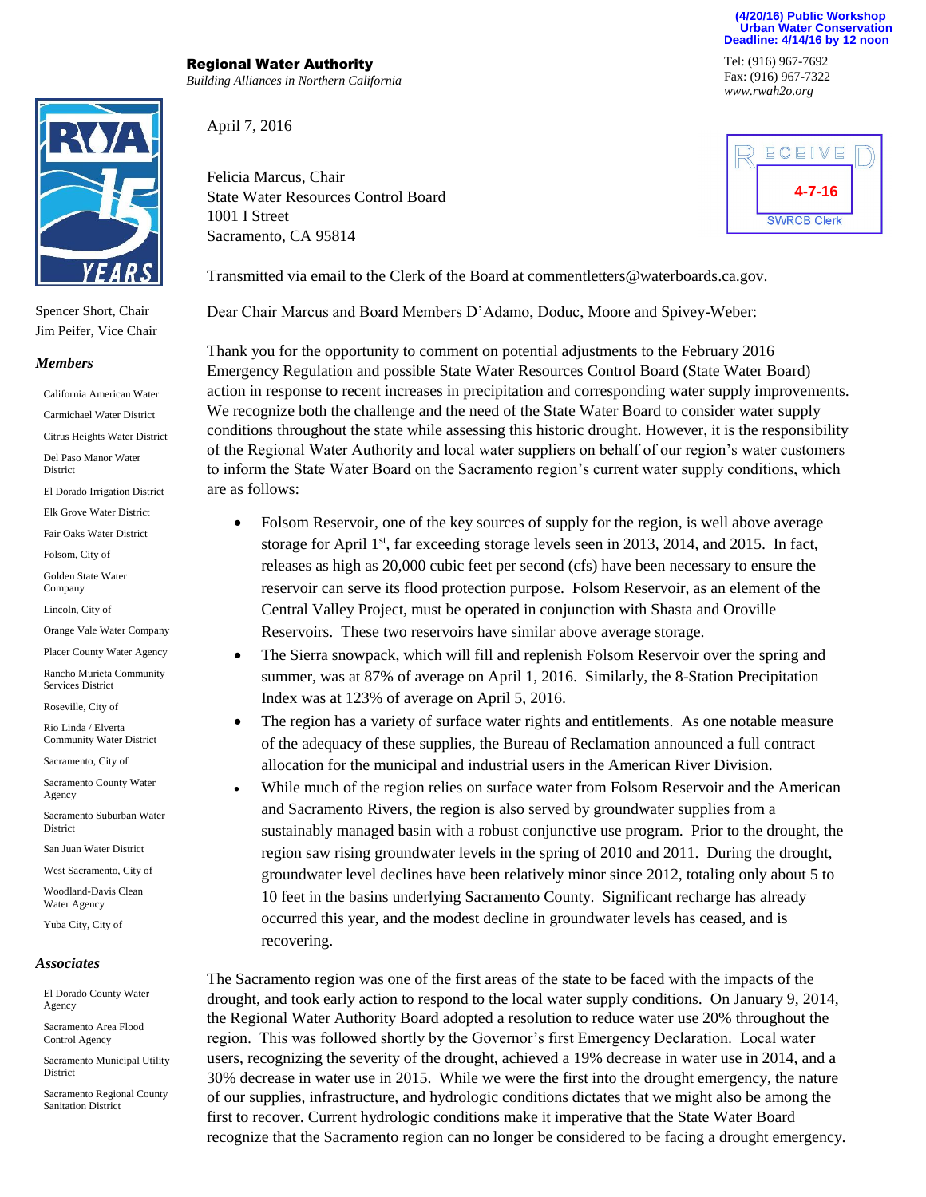(4/20/16) Public Workshop
Urban Water Conservation
Deadline: 4/14/16 by 12 noon

**Regional Water Authority**
*Building Alliances in Northern California*

Tel: (916) 967-7692
Fax: (916) 967-7322
*www.rwah2o.org*

RECEIVED
4-7-16
SWRCB Clerk

Spencer Short, Chair
Jim Peifer, Vice Chair

***Members***

California American Water
Carmichael Water District
Citrus Heights Water District
Del Paso Manor Water District
El Dorado Irrigation District
Elk Grove Water District
Fair Oaks Water District
Folsom, City of
Golden State Water Company
Lincoln, City of
Orange Vale Water Company
Placer County Water Agency
Rancho Murieta Community Services District
Roseville, City of
Rio Linda / Elverta Community Water District
Sacramento, City of
Sacramento County Water Agency
Sacramento Suburban Water District
San Juan Water District
West Sacramento, City of
Woodland-Davis Clean Water Agency
Yuba City, City of

***Associates***

El Dorado County Water Agency
Sacramento Area Flood Control Agency
Sacramento Municipal Utility District
Sacramento Regional County Sanitation District

April 7, 2016

Felicia Marcus, Chair
State Water Resources Control Board
1001 I Street
Sacramento, CA 95814

Transmitted via email to the Clerk of the Board at commentletters@waterboards.ca.gov.

Dear Chair Marcus and Board Members D'Adamo, Doduc, Moore and Spivey-Weber:

Thank you for the opportunity to comment on potential adjustments to the February 2016 Emergency Regulation and possible State Water Resources Control Board (State Water Board) action in response to recent increases in precipitation and corresponding water supply improvements. We recognize both the challenge and the need of the State Water Board to consider water supply conditions throughout the state while assessing this historic drought. However, it is the responsibility of the Regional Water Authority and local water suppliers on behalf of our region's water customers to inform the State Water Board on the Sacramento region's current water supply conditions, which are as follows:

- Folsom Reservoir, one of the key sources of supply for the region, is well above average storage for April 1st, far exceeding storage levels seen in 2013, 2014, and 2015. In fact, releases as high as 20,000 cubic feet per second (cfs) have been necessary to ensure the reservoir can serve its flood protection purpose. Folsom Reservoir, as an element of the Central Valley Project, must be operated in conjunction with Shasta and Oroville Reservoirs. These two reservoirs have similar above average storage.
- The Sierra snowpack, which will fill and replenish Folsom Reservoir over the spring and summer, was at 87% of average on April 1, 2016. Similarly, the 8-Station Precipitation Index was at 123% of average on April 5, 2016.
- The region has a variety of surface water rights and entitlements. As one notable measure of the adequacy of these supplies, the Bureau of Reclamation announced a full contract allocation for the municipal and industrial users in the American River Division.
- While much of the region relies on surface water from Folsom Reservoir and the American and Sacramento Rivers, the region is also served by groundwater supplies from a sustainably managed basin with a robust conjunctive use program. Prior to the drought, the region saw rising groundwater levels in the spring of 2010 and 2011. During the drought, groundwater level declines have been relatively minor since 2012, totaling only about 5 to 10 feet in the basins underlying Sacramento County. Significant recharge has already occurred this year, and the modest decline in groundwater levels has ceased, and is recovering.

The Sacramento region was one of the first areas of the state to be faced with the impacts of the drought, and took early action to respond to the local water supply conditions. On January 9, 2014, the Regional Water Authority Board adopted a resolution to reduce water use 20% throughout the region. This was followed shortly by the Governor's first Emergency Declaration. Local water users, recognizing the severity of the drought, achieved a 19% decrease in water use in 2014, and a 30% decrease in water use in 2015. While we were the first into the drought emergency, the nature of our supplies, infrastructure, and hydrologic conditions dictates that we might also be among the first to recover. Current hydrologic conditions make it imperative that the State Water Board recognize that the Sacramento region can no longer be considered to be facing a drought emergency.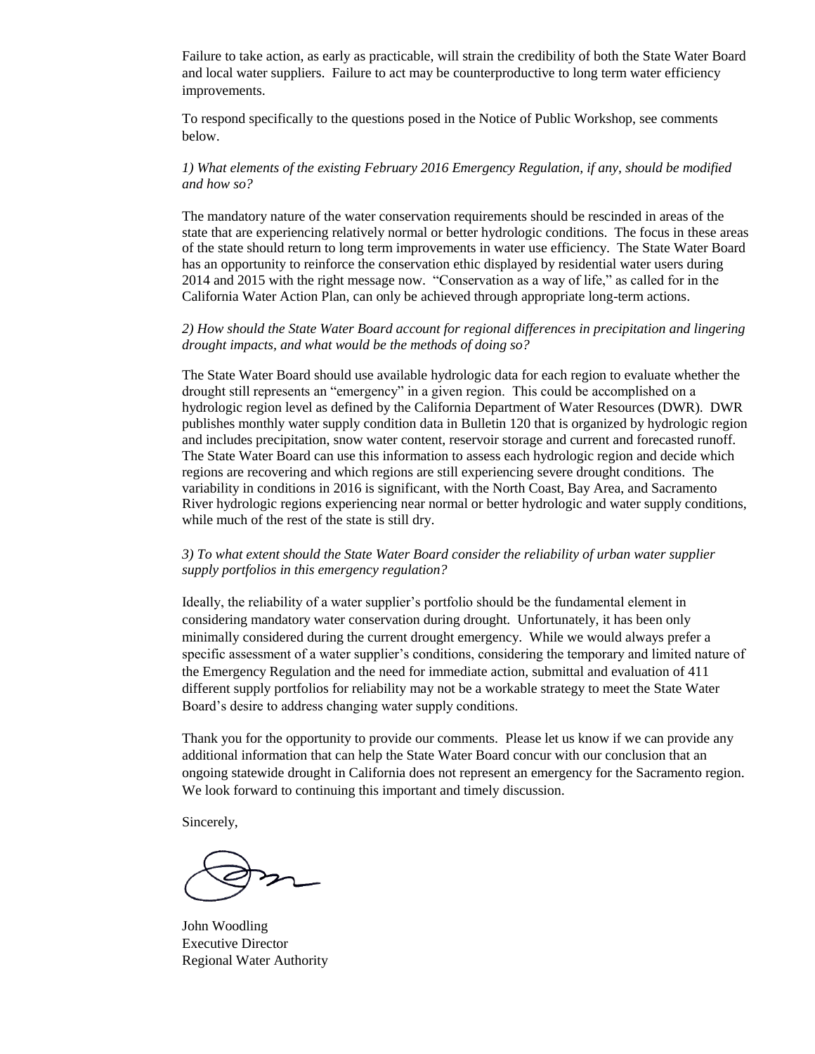Failure to take action, as early as practicable, will strain the credibility of both the State Water Board and local water suppliers. Failure to act may be counterproductive to long term water efficiency improvements.

To respond specifically to the questions posed in the Notice of Public Workshop, see comments below.

*1) What elements of the existing February 2016 Emergency Regulation, if any, should be modified and how so?*

The mandatory nature of the water conservation requirements should be rescinded in areas of the state that are experiencing relatively normal or better hydrologic conditions. The focus in these areas of the state should return to long term improvements in water use efficiency. The State Water Board has an opportunity to reinforce the conservation ethic displayed by residential water users during 2014 and 2015 with the right message now. "Conservation as a way of life," as called for in the California Water Action Plan, can only be achieved through appropriate long-term actions.

*2) How should the State Water Board account for regional differences in precipitation and lingering drought impacts, and what would be the methods of doing so?*

The State Water Board should use available hydrologic data for each region to evaluate whether the drought still represents an "emergency" in a given region. This could be accomplished on a hydrologic region level as defined by the California Department of Water Resources (DWR). DWR publishes monthly water supply condition data in Bulletin 120 that is organized by hydrologic region and includes precipitation, snow water content, reservoir storage and current and forecasted runoff. The State Water Board can use this information to assess each hydrologic region and decide which regions are recovering and which regions are still experiencing severe drought conditions. The variability in conditions in 2016 is significant, with the North Coast, Bay Area, and Sacramento River hydrologic regions experiencing near normal or better hydrologic and water supply conditions, while much of the rest of the state is still dry.

*3) To what extent should the State Water Board consider the reliability of urban water supplier supply portfolios in this emergency regulation?*

Ideally, the reliability of a water supplier's portfolio should be the fundamental element in considering mandatory water conservation during drought. Unfortunately, it has been only minimally considered during the current drought emergency. While we would always prefer a specific assessment of a water supplier's conditions, considering the temporary and limited nature of the Emergency Regulation and the need for immediate action, submittal and evaluation of 411 different supply portfolios for reliability may not be a workable strategy to meet the State Water Board's desire to address changing water supply conditions.

Thank you for the opportunity to provide our comments. Please let us know if we can provide any additional information that can help the State Water Board concur with our conclusion that an ongoing statewide drought in California does not represent an emergency for the Sacramento region. We look forward to continuing this important and timely discussion.

Sincerely,

John Woodling
Executive Director
Regional Water Authority